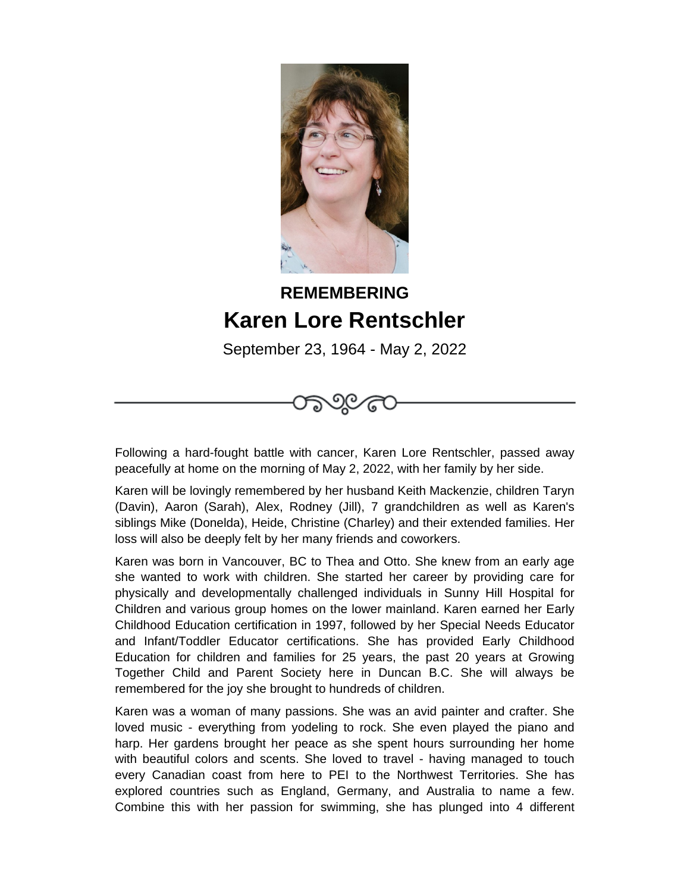**REMEMBERING**

# Karen Lore Rentschler

September 23, 1964 - May 2, 2022

Following a hard-fought battle with cancer, Karen Lore Rentschler, passed away peacefully at home on the morning of May 2, 2022, with her family by her side.

Karen will be lovingly remembered by her husband Keith Mackenzie, children Taryn (Davin), Aaron (Sarah), Alex, Rodney (Jill), 7 grandchildren as well as Karen's siblings Mike (Donelda), Heide, Christine (Charley) and their extended families. Her loss will also be deeply felt by her many friends and coworkers.

Karen was born in Vancouver, BC to Thea and Otto. She knew from an early age she wanted to work with children. She started her career by providing care for physically and developmentally challenged individuals in Sunny Hill Hospital for Children and various group homes on the lower mainland. Karen earned her Early Childhood Education certification in 1997, followed by her Special Needs Educator and Infant/Toddler Educator certifications. She has provided Early Childhood Education for children and families for 25 years, the past 20 years at Growing Together Child and Parent Society here in Duncan B.C. She will always be remembered for the joy she brought to hundreds of children.

Karen was a woman of many passions. She was an avid painter and crafter. She loved music - everything from yodeling to rock. She even played the piano and harp. Her gardens brought her peace as she spent hours surrounding her home with beautiful colors and scents. She loved to travel - having managed to touch every Canadian coast from here to PEI to the Northwest Territories. She has explored countries such as England, Germany, and Australia to name a few. Combine this with her passion for swimming, she has plunged into 4 different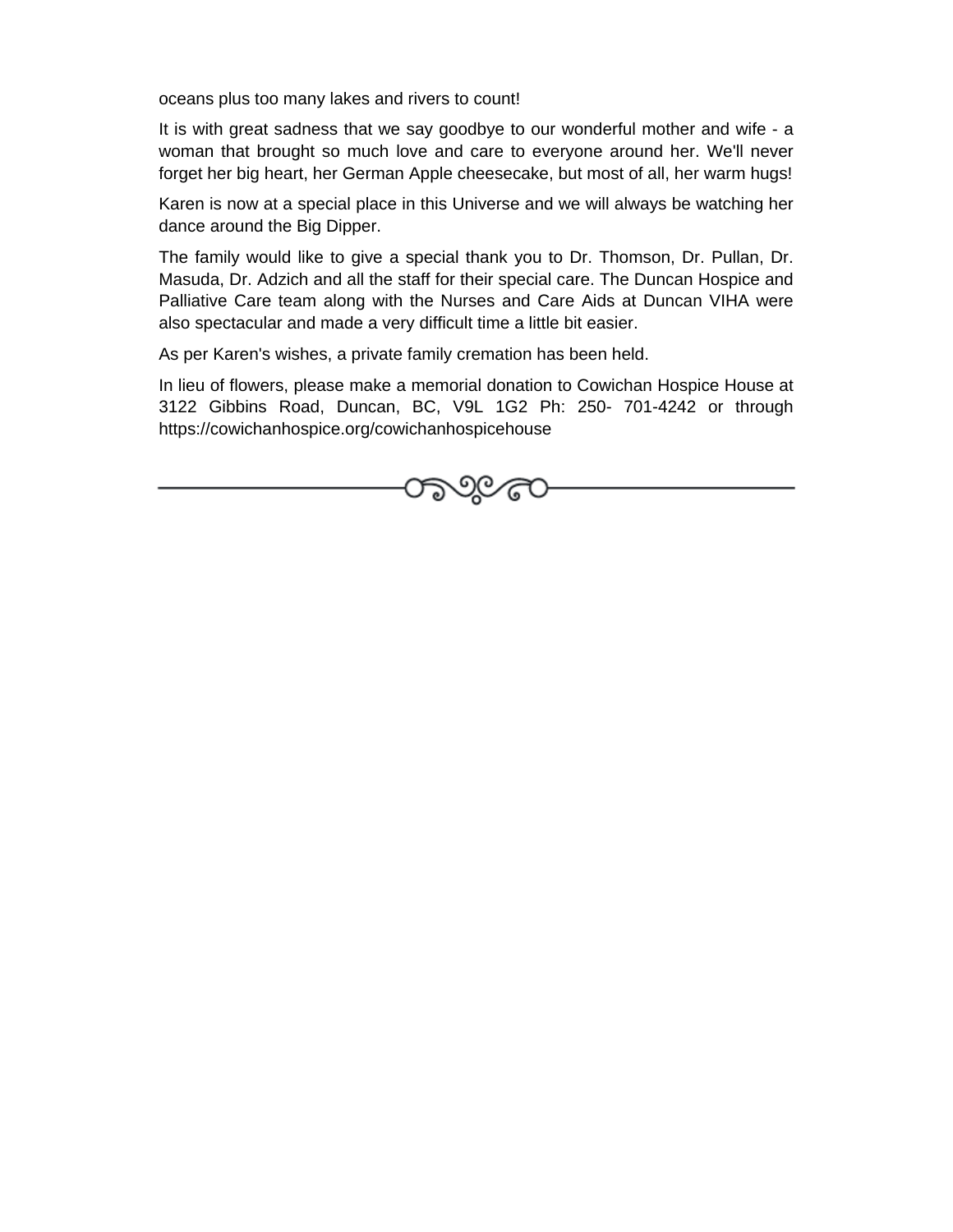oceans plus too many lakes and rivers to count!

It is with great sadness that we say goodbye to our wonderful mother and wife - a woman that brought so much love and care to everyone around her. We'll never forget her big heart, her German Apple cheesecake, but most of all, her warm hugs!

Karen is now at a special place in this Universe and we will always be watching her dance around the Big Dipper.

The family would like to give a special thank you to Dr. Thomson, Dr. Pullan, Dr. Masuda, Dr. Adzich and all the staff for their special care. The Duncan Hospice and Palliative Care team along with the Nurses and Care Aids at Duncan VIHA were also spectacular and made a very difficult time a little bit easier.

As per Karen's wishes, a private family cremation has been held.

In lieu of flowers, please make a memorial donation to Cowichan Hospice House at 3122 Gibbins Road, Duncan, BC, V9L 1G2 Ph: 250- 701-4242 or through https://cowichanhospice.org/cowichanhospicehouse